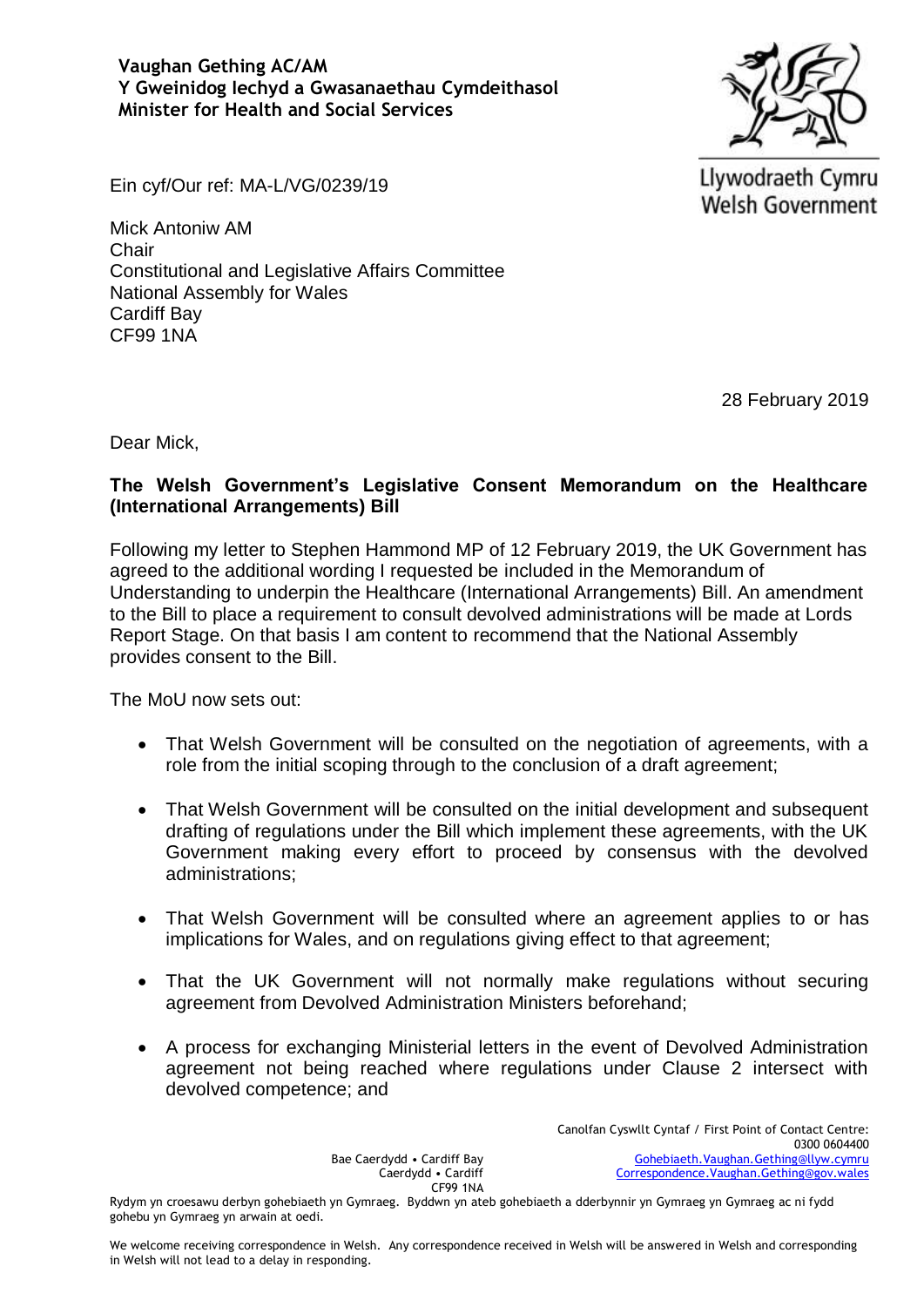**Vaughan Gething AC/AM**
**Y Gweinidog Iechyd a Gwasanaethau Cymdeithasol**
**Minister for Health and Social Services**

Llywodraeth Cymru
Welsh Government

Ein cyf/Our ref: MA-L/VG/0239/19

Mick Antoniw AM
Chair
Constitutional and Legislative Affairs Committee
National Assembly for Wales
Cardiff Bay
CF99 1NA

28 February 2019

Dear Mick,

**The Welsh Government's Legislative Consent Memorandum on the Healthcare (International Arrangements) Bill**

Following my letter to Stephen Hammond MP of 12 February 2019, the UK Government has agreed to the additional wording I requested be included in the Memorandum of Understanding to underpin the Healthcare (International Arrangements) Bill. An amendment to the Bill to place a requirement to consult devolved administrations will be made at Lords Report Stage. On that basis I am content to recommend that the National Assembly provides consent to the Bill.

The MoU now sets out:

- That Welsh Government will be consulted on the negotiation of agreements, with a role from the initial scoping through to the conclusion of a draft agreement;
- That Welsh Government will be consulted on the initial development and subsequent drafting of regulations under the Bill which implement these agreements, with the UK Government making every effort to proceed by consensus with the devolved administrations;
- That Welsh Government will be consulted where an agreement applies to or has implications for Wales, and on regulations giving effect to that agreement;
- That the UK Government will not normally make regulations without securing agreement from Devolved Administration Ministers beforehand;
- A process for exchanging Ministerial letters in the event of Devolved Administration agreement not being reached where regulations under Clause 2 intersect with devolved competence; and

Bae Caerdydd • Cardiff Bay
Caerdydd • Cardiff
CF99 1NA

Canolfan Cyswllt Cyntaf / First Point of Contact Centre:
0300 0604400
Gohebiaeth.Vaughan.Gething@llyw.cymru
Correspondence.Vaughan.Gething@gov.wales

Rydym yn croesawu derbyn gohebiaeth yn Gymraeg. Byddwn yn ateb gohebiaeth a dderbynnir yn Gymraeg yn Gymraeg ac ni fydd gohebu yn Gymraeg yn arwain at oedi.

We welcome receiving correspondence in Welsh. Any correspondence received in Welsh will be answered in Welsh and corresponding in Welsh will not lead to a delay in responding.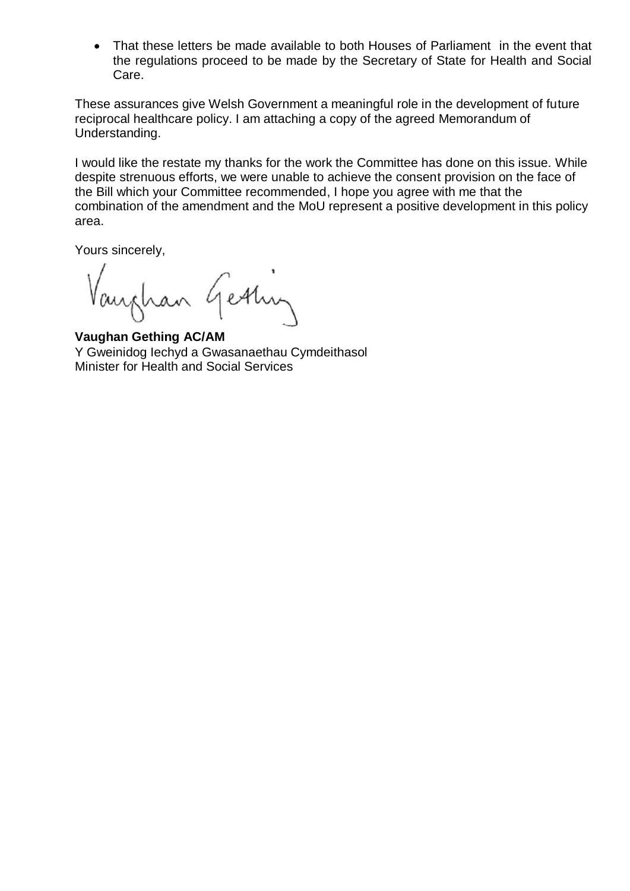- That these letters be made available to both Houses of Parliament in the event that the regulations proceed to be made by the Secretary of State for Health and Social Care.

These assurances give Welsh Government a meaningful role in the development of future reciprocal healthcare policy. I am attaching a copy of the agreed Memorandum of Understanding.

I would like the restate my thanks for the work the Committee has done on this issue. While despite strenuous efforts, we were unable to achieve the consent provision on the face of the Bill which your Committee recommended, I hope you agree with me that the combination of the amendment and the MoU represent a positive development in this policy area.

Yours sincerely,

Vaughan Gething

**Vaughan Gething AC/AM**
Y Gweinidog Iechyd a Gwasanaethau Cymdeithasol
Minister for Health and Social Services